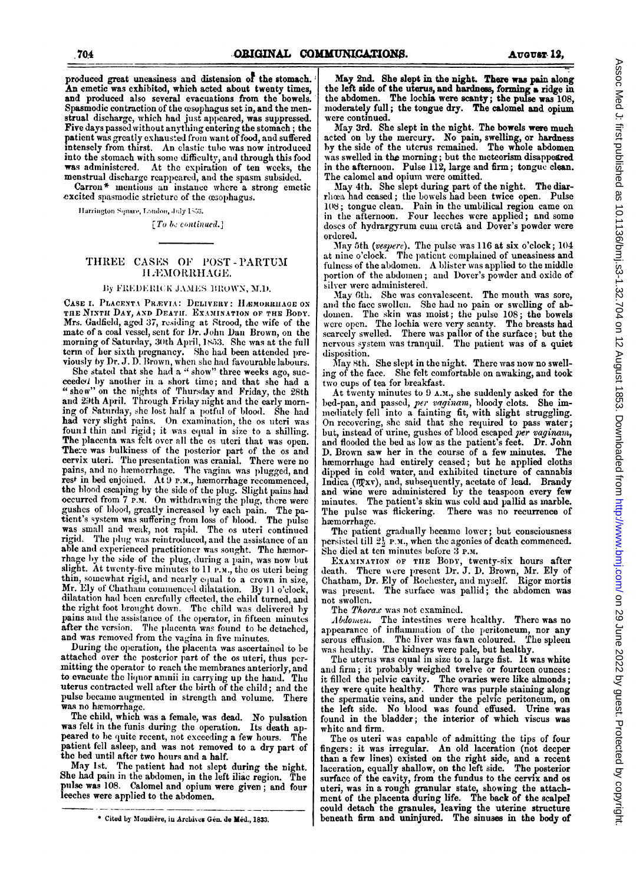produced great uneasiness and distension of the stomach. An emetic was exhibited, which acted about twenty times, and produced also several evacuations from the bowels. Spasmodic contraction of the œsophagus set in, and the menstrual discharge, which had just appeared, was suppressed. Five days passed without anything entering the stomach; the patient was greatly exhausted from want of food, and suffered intensely from thirst. An elastic tube was now introduced into the stomach with some difficulty, and through this food was administered. At the expiration of ten weeks, the menstrual discharge reappeared, and the spasm subsided.

Carron* mentions an instance where a strong emetic excited spasmodic stricture of the œsophagus.

Harrington Square, London, July 1853.

*[To be continued.]*

\* Cited by Moudière, in Archives Gén. de Méd., 1833.

## THREE CASES OF POST-PARTUM HÆMORRHAGE.

By FREDERICK JAMES BROWN, M.D.

CASE I. PLACENTA PRÆVIA: DELIVERY: HÆMORRHAGE ON THE NINTH DAY, AND DEATH. EXAMINATION OF THE BODY. Mrs. Gadfield, aged 37, residing at Strood, the wife of the mate of a coal vessel, sent for Dr. John Dan Brown, on the morning of Saturday, 30th April, 1853. She was at the full term of her sixth pregnancy. She had been attended previously by Dr. J. D. Brown, when she had favourable labours.

She stated that she had a "show" three weeks ago, succeeded by another in a short time; and that she had a "show" on the nights of Thursday and Friday, the 28th and 29th April. Through Friday night and the early morning of Saturday, she lost half a potful of blood. She had had very slight pains. On examination, the os uteri was found thin and rigid; it was equal in size to a shilling. The placenta was felt over all the os uteri that was open. There was bulkiness of the posterior part of the os and cervix uteri. The presentation was cranial. There were no pains, and no hæmorrhage. The vagina was plugged, and rest in bed enjoined. At 9 P.M., hæmorrhage recommenced, the blood escaping by the side of the plug. Slight pains had occurred from 7 P.M. On withdrawing the plug, there were gushes of blood, greatly increased by each pain. The patient's system was suffering from loss of blood. The pulse was small and weak, not rapid. The os uteri continued rigid. The plug was reintroduced, and the assistance of an able and experienced practitioner was sought. The hæmorrhage by the side of the plug, during a pain, was now but slight. At twenty-five minutes to 11 P.M., the os uteri being thin, somewhat rigid, and nearly equal to a crown in size, Mr. Ely of Chatham commenced dilatation. By 11 o'clock, dilatation had been carefully effected, the child turned, and the right foot brought down. The child was delivered by pains and the assistance of the operator, in fifteen minutes after the version. The placenta was found to be detached, and was removed from the vagina in five minutes.

During the operation, the placenta was ascertained to be attached over the posterior part of the os uteri, thus permitting the operator to reach the membranes anteriorly, and to evacuate the liquor amnii in carrying up the hand. The uterus contracted well after the birth of the child; and the pulse became augmented in strength and volume. There was no hæmorrhage.

The child, which was a female, was dead. No pulsation was felt in the funis during the operation. Its death appeared to be quite recent, not exceeding a few hours. The patient fell asleep, and was not removed to a dry part of the bed until after two hours and a half.

May 1st. The patient had not slept during the night. She had pain in the abdomen, in the left iliac region. The pulse was 108. Calomel and opium were given; and four leeches were applied to the abdomen.

May 2nd. She slept in the night. There was pain along the left side of the uterus, and hardness, forming a ridge in the abdomen. The lochia were scanty; the pulse was 108, moderately full; the tongue dry. The calomel and opium were continued.

May 3rd. She slept in the night. The bowels were much acted on by the mercury. No pain, swelling, or hardness by the side of the uterus remained. The whole abdomen was swelled in the morning; but the meteorism disappeared in the afternoon. Pulse 112, large and firm; tongue clean. The calomel and opium were omitted.

May 4th. She slept during part of the night. The diarrhœa had ceased; the bowels had been twice open. Pulse 108; tongue clean. Pain in the umbilical region came on in the afternoon. Four leeches were applied; and some doses of hydrargyrum cum cretâ and Dover's powder were ordered.

May 5th (*vespere*). The pulse was 116 at six o'clock; 104 at nine o'clock. The patient complained of uneasiness and fulness of the abdomen. A blister was applied to the middle portion of the abdomen; and Dover's powder and oxide of silver were administered.

May 6th. She was convalescent. The mouth was sore, and the face swollen. She had no pain or swelling of abdomen. The skin was moist; the pulse 108; the bowels were open. The lochia were very scanty. The breasts had scarcely swelled. There was pallor of the surface; but the nervous system was tranquil. The patient was of a quiet disposition.

May 8th. She slept in the night. There was now no swelling of the face. She felt comfortable on awaking, and took two cups of tea for breakfast.

At twenty minutes to 9 A.M., she suddenly asked for the bed-pan, and passed, *per vaginam*, bloody clots. She immediately fell into a fainting fit, with slight struggling. On recovering, she said that she required to pass water; but, instead of urine, gushes of blood escaped *per vaginam*, and flooded the bed as low as the patient's feet. Dr. John D. Brown saw her in the course of a few minutes. The hæmorrhage had entirely ceased; but he applied cloths dipped in cold water, and exhibited tincture of cannabis Indica (♏xv), and, subsequently, acetate of lead. Brandy and wine were administered by the teaspoon every few minutes. The patient's skin was cold and pallid as marble. The pulse was flickering. There was no recurrence of hæmorrhage.

The patient gradually became lower; but consciousness persisted till $2\frac{1}{2}$ P.M., when the agonies of death commenced. She died at ten minutes before 3 P.M.

EXAMINATION OF THE BODY, twenty-six hours after death. There were present Dr. J. D. Brown, Mr. Ely of Chatham, Dr. Ely of Rochester, and myself. Rigor mortis was present. The surface was pallid; the abdomen was not swollen.

The *Thorax* was not examined.

*Abdomen.* The intestines were healthy. There was no appearance of inflammation of the peritoneum, nor any serous effusion. The liver was fawn coloured. The spleen was healthy. The kidneys were pale, but healthy.

The uterus was equal in size to a large fist. It was white and firm; it probably weighed twelve or fourteen ounces: it filled the pelvic cavity. The ovaries were like almonds; they were quite healthy. There was purple staining along the spermatic veins, and under the pelvic peritoneum, on the left side. No blood was found effused. Urine was found in the bladder; the interior of which viscus was white and firm.

The os uteri was capable of admitting the tips of four fingers: it was irregular. An old laceration (not deeper than a few lines) existed on the right side, and a recent laceration, equally shallow, on the left side. The posterior surface of the cavity, from the fundus to the cervix and os uteri, was in a rough granular state, showing the attachment of the placenta during life. The back of the scalpel could detach the granules, leaving the uterine structure beneath firm and uninjured. The sinuses in the body of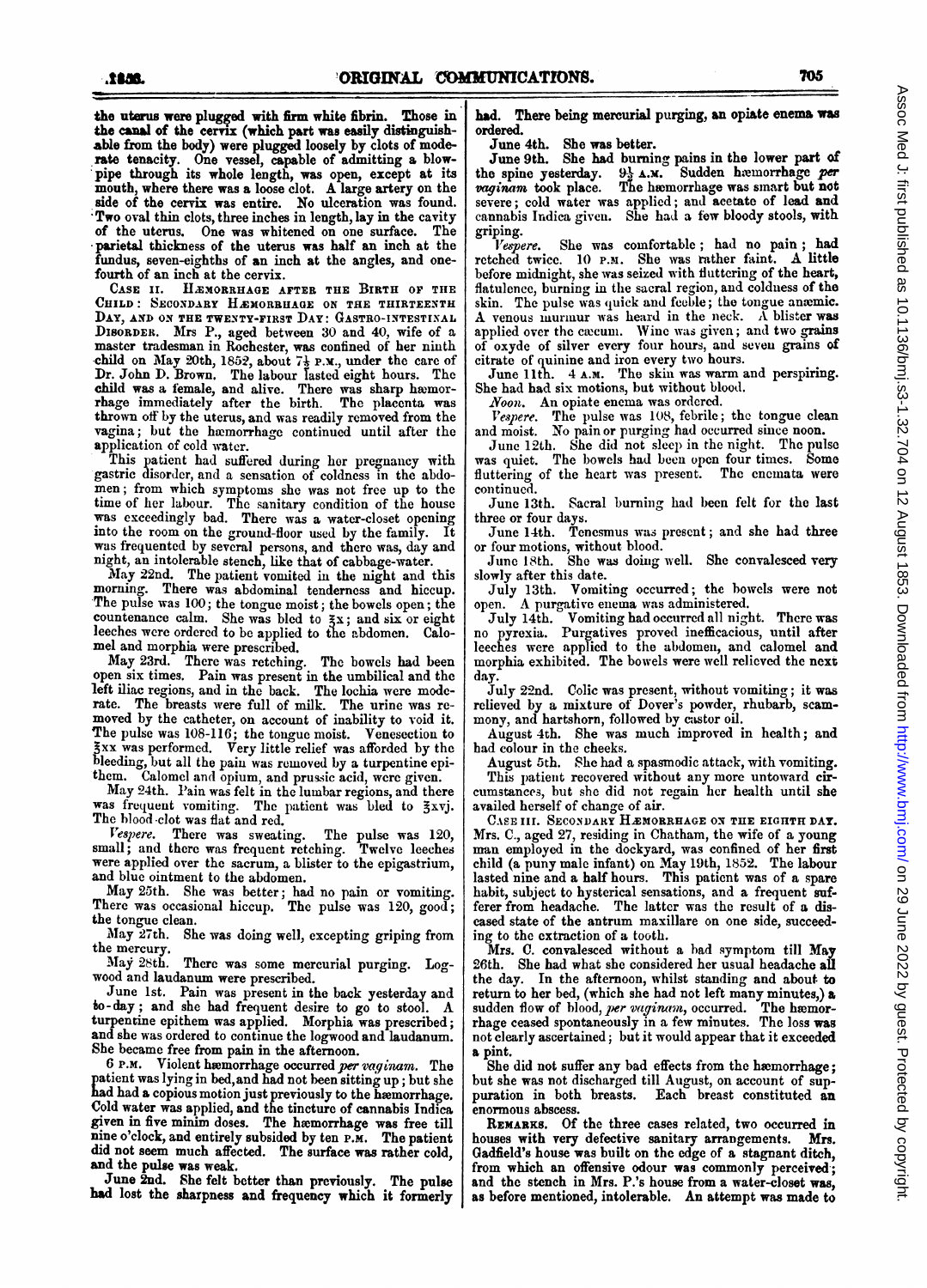the uterus were plugged with firm white fibrin. Those in the canal of the cervix (which part was easily distinguishable from the body) were plugged loosely by clots of moderate tenacity. One vessel, capable of admitting a blowpipe through its whole length, was open, except at its mouth, where there was a loose clot. A large artery on the side of the cervix was entire. No ulceration was found. Two oval thin clots, three inches in length, lay in the cavity of the uterus. One was whitened on one surface. The parietal thickness of the uterus was half an inch at the fundus, seven-eighths of an inch at the angles, and one-fourth of an inch at the cervix.

CASE II. HÆMORRHAGE AFTER THE BIRTH OF THE CHILD: SECONDARY HÆMORRHAGE ON THE THIRTEENTH DAY, AND ON THE TWENTY-FIRST DAY: GASTRO-INTESTINAL DISORDER. Mrs P., aged between 30 and 40, wife of a master tradesman in Rochester, was confined of her ninth child on May 20th, 1852, about 7½ P.M., under the care of Dr. John D. Brown. The labour lasted eight hours. The child was a female, and alive. There was sharp hæmorrhage immediately after the birth. The placenta was thrown off by the uterus, and was readily removed from the vagina; but the hæmorrhage continued until after the application of cold water.

This patient had suffered during her pregnancy with gastric disorder, and a sensation of coldness in the abdomen; from which symptoms she was not free up to the time of her labour. The sanitary condition of the house was exceedingly bad. There was a water-closet opening into the room on the ground-floor used by the family. It was frequented by several persons, and there was, day and night, an intolerable stench, like that of cabbage-water.

May 22nd. The patient vomited in the night and this morning. There was abdominal tenderness and hiccup. The pulse was 100; the tongue moist; the bowels open; the countenance calm. She was bled to ℥x; and six or eight leeches were ordered to be applied to the abdomen. Calomel and morphia were prescribed.

May 23rd. There was retching. The bowels had been open six times. Pain was present in the umbilical and the left iliac regions, and in the back. The lochia were moderate. The breasts were full of milk. The urine was removed by the catheter, on account of inability to void it. The pulse was 108-116; the tongue moist. Venesection to ℥xx was performed. Very little relief was afforded by the bleeding, but all the pain was removed by a turpentine epithem. Calomel and opium, and prussic acid, were given.

May 24th. Pain was felt in the lumbar regions, and there was frequent vomiting. The patient was bled to ℥xvj. The blood-clot was flat and red.

*Vespere.* There was sweating. The pulse was 120, small; and there was frequent retching. Twelve leeches were applied over the sacrum, a blister to the epigastrium, and blue ointment to the abdomen.

May 25th. She was better; had no pain or vomiting. There was occasional hiccup. The pulse was 120, good; the tongue clean.

May 27th. She was doing well, excepting griping from the mercury.

May 28th. There was some mercurial purging. Logwood and laudanum were prescribed.

June 1st. Pain was present in the back yesterday and to-day; and she had frequent desire to go to stool. A turpentine epithem was applied. Morphia was prescribed; and she was ordered to continue the logwood and laudanum. She became free from pain in the afternoon.

6 P.M. Violent hæmorrhage occurred *per vaginam.* The patient was lying in bed, and had not been sitting up; but she had had a copious motion just previously to the hæmorrhage. Cold water was applied, and the tincture of cannabis Indica given in five minim doses. The hæmorrhage was free till nine o'clock, and entirely subsided by ten P.M. The patient did not seem much affected. The surface was rather cold, and the pulse was weak.

June 2nd. She felt better than previously. The pulse had lost the sharpness and frequency which it formerly had. There being mercurial purging, an opiate enema was ordered.

June 4th. She was better.

June 9th. She had burning pains in the lower part of the spine yesterday. 9½ A.M. Sudden hæmorrhage *per vaginam* took place. The hæmorrhage was smart but not severe; cold water was applied; and acetate of lead and cannabis Indica given. She had a few bloody stools, with griping.

*Vespere.* She was comfortable; had no pain; had retched twice. 10 P.M. She was rather faint. A little before midnight, she was seized with fluttering of the heart, flatulence, burning in the sacral region, and coldness of the skin. The pulse was quick and feeble; the tongue anæmic. A venous murmur was heard in the neck. A blister was applied over the cæcum. Wine was given; and two grains of oxyde of silver every four hours, and seven grains of citrate of quinine and iron every two hours.

June 11th. 4 A.M. The skin was warm and perspiring. She had had six motions, but without blood.

*Noon.* An opiate enema was ordered.

*Vespere.* The pulse was 108, febrile; the tongue clean and moist. No pain or purging had occurred since noon.

June 12th. She did not sleep in the night. The pulse was quiet. The bowels had been open four times. Some fluttering of the heart was present. The enemata were continued.

June 13th. Sacral burning had been felt for the last three or four days.

June 14th. Tenesmus was present; and she had three or four motions, without blood.

June 18th. She was doing well. She convalesced very slowly after this date.

July 13th. Vomiting occurred; the bowels were not open. A purgative enema was administered.

July 14th. Vomiting had occurred all night. There was no pyrexia. Purgatives proved inefficacious, until after leeches were applied to the abdomen, and calomel and morphia exhibited. The bowels were well relieved the next day.

July 22nd. Colic was present, without vomiting; it was relieved by a mixture of Dover's powder, rhubarb, scammony, and hartshorn, followed by castor oil.

August 4th. She was much improved in health; and had colour in the cheeks.

August 5th. She had a spasmodic attack, with vomiting.

This patient recovered without any more untoward circumstances, but she did not regain her health until she availed herself of change of air.

CASE III. SECONDARY HÆMORRHAGE ON THE EIGHTH DAY. Mrs. C., aged 27, residing in Chatham, the wife of a young man employed in the dockyard, was confined of her first child (a puny male infant) on May 19th, 1852. The labour lasted nine and a half hours. This patient was of a spare habit, subject to hysterical sensations, and a frequent sufferer from headache. The latter was the result of a diseased state of the antrum maxillare on one side, succeeding to the extraction of a tooth.

Mrs. C. convalesced without a bad symptom till May 26th. She had what she considered her usual headache all the day. In the afternoon, whilst standing and about to return to her bed, (which she had not left many minutes,) a sudden flow of blood, *per vaginam*, occurred. The hæmorrhage ceased spontaneously in a few minutes. The loss was not clearly ascertained; but it would appear that it exceeded a pint.

She did not suffer any bad effects from the hæmorrhage; but she was not discharged till August, on account of suppuration in both breasts. Each breast constituted an enormous abscess.

REMARKS. Of the three cases related, two occurred in houses with very defective sanitary arrangements. Mrs. Gadfield's house was built on the edge of a stagnant ditch, from which an offensive odour was commonly perceived; and the stench in Mrs. P.'s house from a water-closet was, as before mentioned, intolerable. An attempt was made to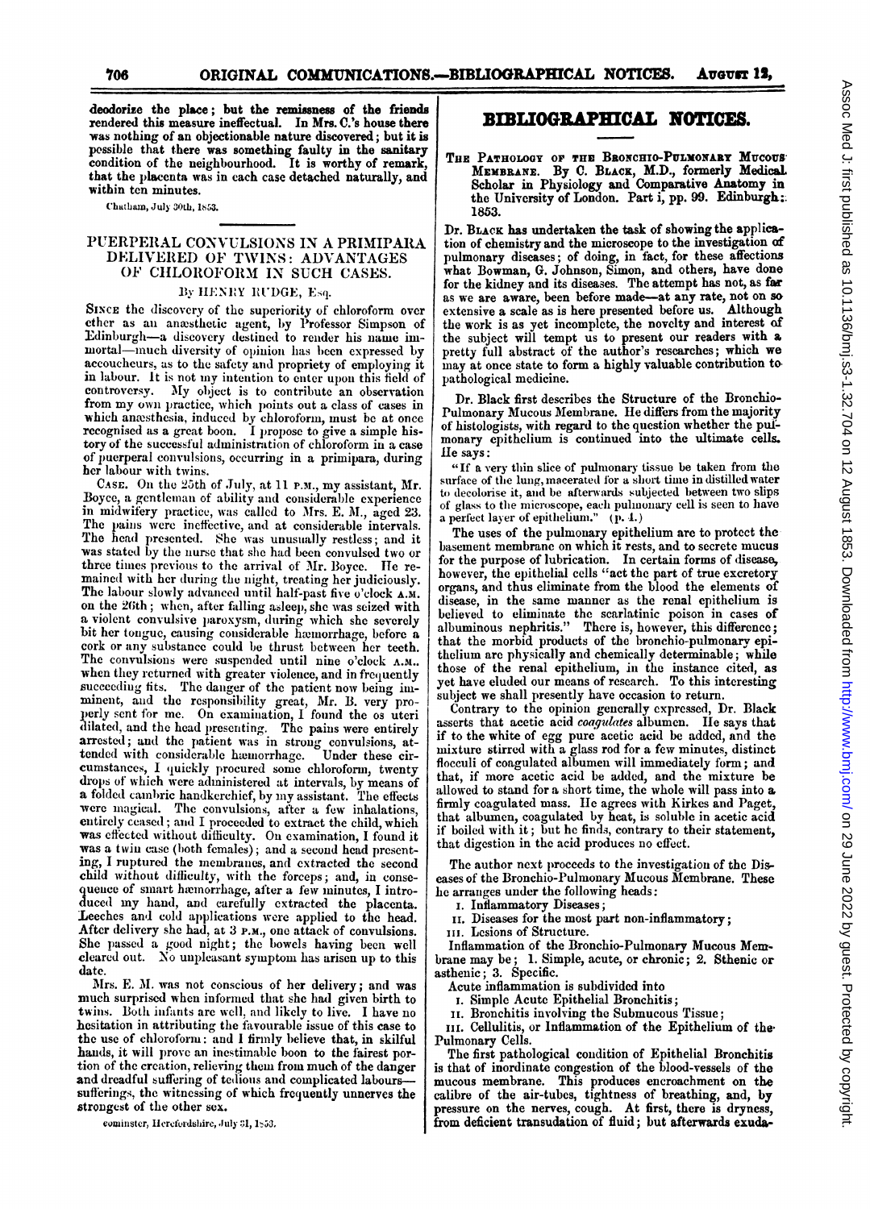deodorize the place; but the remissness of the friends rendered this measure ineffectual. In Mrs. C.'s house there was nothing of an objectionable nature discovered; but it is possible that there was something faulty in the sanitary condition of the neighbourhood. It is worthy of remark, that the placenta was in each case detached naturally, and within ten minutes.

Chatham, July 30th, 1853.

## PUERPERAL CONVULSIONS IN A PRIMIPARA DELIVERED OF TWINS: ADVANTAGES OF CHLOROFORM IN SUCH CASES.

By HENRY RUDGE, Esq.

SINCE the discovery of the superiority of chloroform over ether as an anæsthetic agent, by Professor Simpson of Edinburgh—a discovery destined to render his name immortal—much diversity of opinion has been expressed by accoucheurs, as to the safety and propriety of employing it in labour. It is not my intention to enter upon this field of controversy. My object is to contribute an observation from my own practice, which points out a class of cases in which anæsthesia, induced by chloroform, must be at once recognised as a great boon. I propose to give a simple history of the successful administration of chloroform in a case of puerperal convulsions, occurring in a primipara, during her labour with twins.

CASE. On the 25th of July, at 11 P.M., my assistant, Mr. Boyce, a gentleman of ability and considerable experience in midwifery practice, was called to Mrs. E. M., aged 23. The pains were ineffective, and at considerable intervals. The head presented. She was unusually restless; and it was stated by the nurse that she had been convulsed two or three times previous to the arrival of Mr. Boyce. He remained with her during the night, treating her judiciously. The labour slowly advanced until half-past five o'clock A.M. on the 26th; when, after falling asleep, she was seized with a violent convulsive paroxysm, during which she severely bit her tongue, causing considerable hæmorrhage, before a cork or any substance could be thrust between her teeth. The convulsions were suspended until nine o'clock A.M., when they returned with greater violence, and in frequently succeeding fits. The danger of the patient now being imminent, and the responsibility great, Mr. B. very properly sent for me. On examination, I found the os uteri dilated, and the head presenting. The pains were entirely arrested; and the patient was in strong convulsions, attended with considerable hæmorrhage. Under these circumstances, I quickly procured some chloroform, twenty drops of which were administered at intervals, by means of a folded cambric handkerchief, by my assistant. The effects were magical. The convulsions, after a few inhalations, entirely ceased; and I proceeded to extract the child, which was effected without difficulty. On examination, I found it was a twin case (both females); and a second head presenting, I ruptured the membranes, and extracted the second child without difficulty, with the forceps; and, in consequence of smart hæmorrhage, after a few minutes, I introduced my hand, and carefully extracted the placenta. Leeches and cold applications were applied to the head. After delivery she had, at 3 P.M., one attack of convulsions. She passed a good night; the bowels having been well cleared out. No unpleasant symptom has arisen up to this date.

Mrs. E. M. was not conscious of her delivery; and was much surprised when informed that she had given birth to twins. Both infants are well, and likely to live. I have no hesitation in attributing the favourable issue of this case to the use of chloroform: and I firmly believe that, in skilful hands, it will prove an inestimable boon to the fairest portion of the creation, relieving them from much of the danger and dreadful suffering of tedious and complicated labours—sufferings, the witnessing of which frequently unnerves the strongest of the other sex.

eominster, Herefordshire, July 31, 1853.

# BIBLIOGRAPHICAL NOTICES.

THE PATHOLOGY OF THE BRONCHIO-PULMONARY MUCOUS MEMBRANE. By C. BLACK, M.D., formerly Medical Scholar in Physiology and Comparative Anatomy in the University of London. Part i, pp. 99. Edinburgh: 1853.

DR. BLACK has undertaken the task of showing the application of chemistry and the microscope to the investigation of pulmonary diseases; of doing, in fact, for these affections what Bowman, G. Johnson, Simon, and others, have done for the kidney and its diseases. The attempt has not, as far as we are aware, been before made—at any rate, not on so extensive a scale as is here presented before us. Although the work is as yet incomplete, the novelty and interest of the subject will tempt us to present our readers with a pretty full abstract of the author's researches; which we may at once state to form a highly valuable contribution to pathological medicine.

Dr. Black first describes the Structure of the Bronchio-Pulmonary Mucous Membrane. He differs from the majority of histologists, with regard to the question whether the pulmonary epithelium is continued into the ultimate cells. He says:

"If a very thin slice of pulmonary tissue be taken from the surface of the lung, macerated for a short time in distilled water to decolorise it, and be afterwards subjected between two slips of glass to the microscope, each pulmonary cell is seen to have a perfect layer of epithelium." (p. 4.)

The uses of the pulmonary epithelium are to protect the basement membrane on which it rests, and to secrete mucus for the purpose of lubrication. In certain forms of disease, however, the epithelial cells "act the part of true excretory organs, and thus eliminate from the blood the elements of disease, in the same manner as the renal epithelium is believed to eliminate the scarlatinic poison in cases of albuminous nephritis." There is, however, this difference; that the morbid products of the bronchio-pulmonary epithelium are physically and chemically determinable; while those of the renal epithelium, in the instance cited, as yet have eluded our means of research. To this interesting subject we shall presently have occasion to return.

Contrary to the opinion generally expressed, Dr. Black asserts that acetic acid *coagulates* albumen. He says that if to the white of egg pure acetic acid be added, and the mixture stirred with a glass rod for a few minutes, distinct flocculi of coagulated albumen will immediately form; and that, if more acetic acid be added, and the mixture be allowed to stand for a short time, the whole will pass into a firmly coagulated mass. He agrees with Kirkes and Paget, that albumen, coagulated by heat, is soluble in acetic acid if boiled with it; but he finds, contrary to their statement, that digestion in the acid produces no effect.

The author next proceeds to the investigation of the Diseases of the Bronchio-Pulmonary Mucous Membrane. These he arranges under the following heads:

I. Inflammatory Diseases;
II. Diseases for the most part non-inflammatory;
III. Lesions of Structure.

Inflammation of the Bronchio-Pulmonary Mucous Membrane may be; 1. Simple, acute, or chronic; 2. Sthenic or asthenic; 3. Specific.

Acute inflammation is subdivided into

I. Simple Acute Epithelial Bronchitis;
II. Bronchitis involving the Submucous Tissue;
III. Cellulitis, or Inflammation of the Epithelium of the Pulmonary Cells.

The first pathological condition of Epithelial Bronchitis is that of inordinate congestion of the blood-vessels of the mucous membrane. This produces encroachment on the calibre of the air-tubes, tightness of breathing, and, by pressure on the nerves, cough. At first, there is dryness, from deficient transudation of fluid; but afterwards exuda-